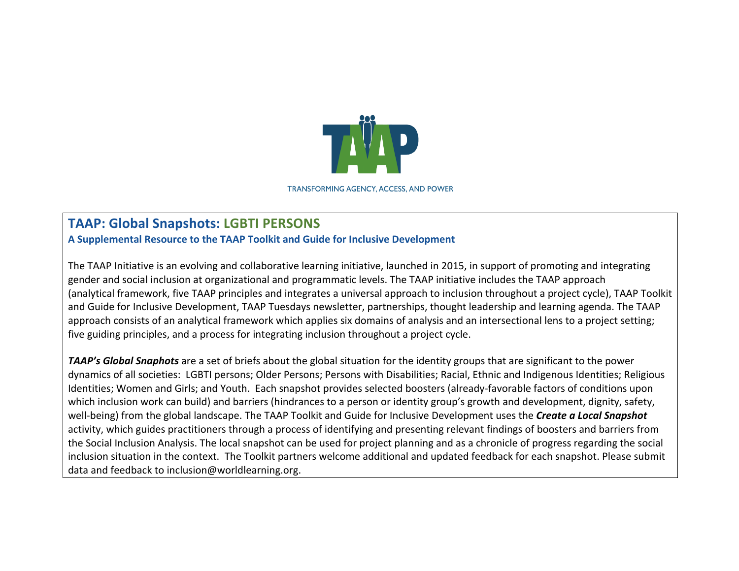TRANSFORMING AGENCY, ACCESS, AND POWER

# TAAP: Global Snapshots: LGBTI PERSONS

### A Supplemental Resource to the TAAP Toolkit and Guide for Inclusive Development

The TAAP Initiative is an evolving and collaborative learning initiative, launched in 2015, in support of promoting and integrating gender and social inclusion at organizational and programmatic levels. The TAAP initiative includes the TAAP approach (analytical framework, five TAAP principles and integrates a universal approach to inclusion throughout a project cycle), TAAP Toolkit and Guide for Inclusive Development, TAAP Tuesdays newsletter, partnerships, thought leadership and learning agenda. The TAAP approach consists of an analytical framework which applies six domains of analysis and an intersectional lens to a project setting; five guiding principles, and a process for integrating inclusion throughout a project cycle.

***TAAP's Global Snaphots*** are a set of briefs about the global situation for the identity groups that are significant to the power dynamics of all societies: LGBTI persons; Older Persons; Persons with Disabilities; Racial, Ethnic and Indigenous Identities; Religious Identities; Women and Girls; and Youth. Each snapshot provides selected boosters (already-favorable factors of conditions upon which inclusion work can build) and barriers (hindrances to a person or identity group's growth and development, dignity, safety, well-being) from the global landscape. The TAAP Toolkit and Guide for Inclusive Development uses the ***Create a Local Snapshot*** activity, which guides practitioners through a process of identifying and presenting relevant findings of boosters and barriers from the Social Inclusion Analysis. The local snapshot can be used for project planning and as a chronicle of progress regarding the social inclusion situation in the context. The Toolkit partners welcome additional and updated feedback for each snapshot. Please submit data and feedback to inclusion@worldlearning.org.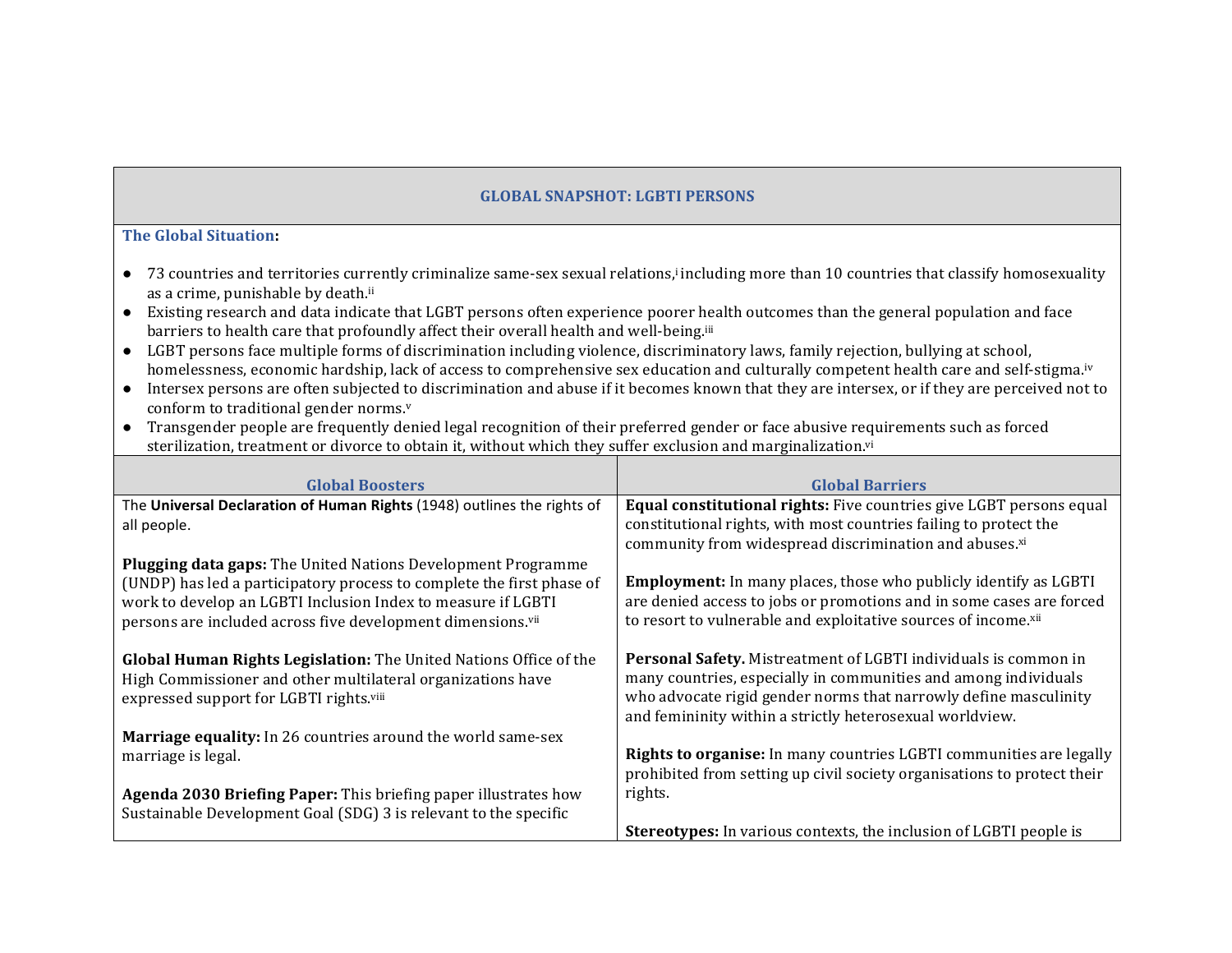## GLOBAL SNAPSHOT: LGBTI PERSONS

**The Global Situation:**

- 73 countries and territories currently criminalize same-sex sexual relations,[i] including more than 10 countries that classify homosexuality as a crime, punishable by death.[ii]
- Existing research and data indicate that LGBT persons often experience poorer health outcomes than the general population and face barriers to health care that profoundly affect their overall health and well-being.[iii]
- LGBT persons face multiple forms of discrimination including violence, discriminatory laws, family rejection, bullying at school, homelessness, economic hardship, lack of access to comprehensive sex education and culturally competent health care and self-stigma.[iv]
- Intersex persons are often subjected to discrimination and abuse if it becomes known that they are intersex, or if they are perceived not to conform to traditional gender norms.[v]
- Transgender people are frequently denied legal recognition of their preferred gender or face abusive requirements such as forced sterilization, treatment or divorce to obtain it, without which they suffer exclusion and marginalization.[vi]

| Global Boosters | Global Barriers |
|---|---|
| The **Universal Declaration of Human Rights** (1948) outlines the rights of all people. | **Equal constitutional rights:** Five countries give LGBT persons equal constitutional rights, with most countries failing to protect the community from widespread discrimination and abuses.[xi] |
| **Plugging data gaps:** The United Nations Development Programme (UNDP) has led a participatory process to complete the first phase of work to develop an LGBTI Inclusion Index to measure if LGBTI persons are included across five development dimensions.[vii] | **Employment:** In many places, those who publicly identify as LGBTI are denied access to jobs or promotions and in some cases are forced to resort to vulnerable and exploitative sources of income.[xii] |
| **Global Human Rights Legislation:** The United Nations Office of the High Commissioner and other multilateral organizations have expressed support for LGBTI rights.[viii] | **Personal Safety.** Mistreatment of LGBTI individuals is common in many countries, especially in communities and among individuals who advocate rigid gender norms that narrowly define masculinity and femininity within a strictly heterosexual worldview. |
| **Marriage equality:** In 26 countries around the world same-sex marriage is legal. | **Rights to organise:** In many countries LGBTI communities are legally prohibited from setting up civil society organisations to protect their rights. |
| **Agenda 2030 Briefing Paper:** This briefing paper illustrates how Sustainable Development Goal (SDG) 3 is relevant to the specific | **Stereotypes:** In various contexts, the inclusion of LGBTI people is |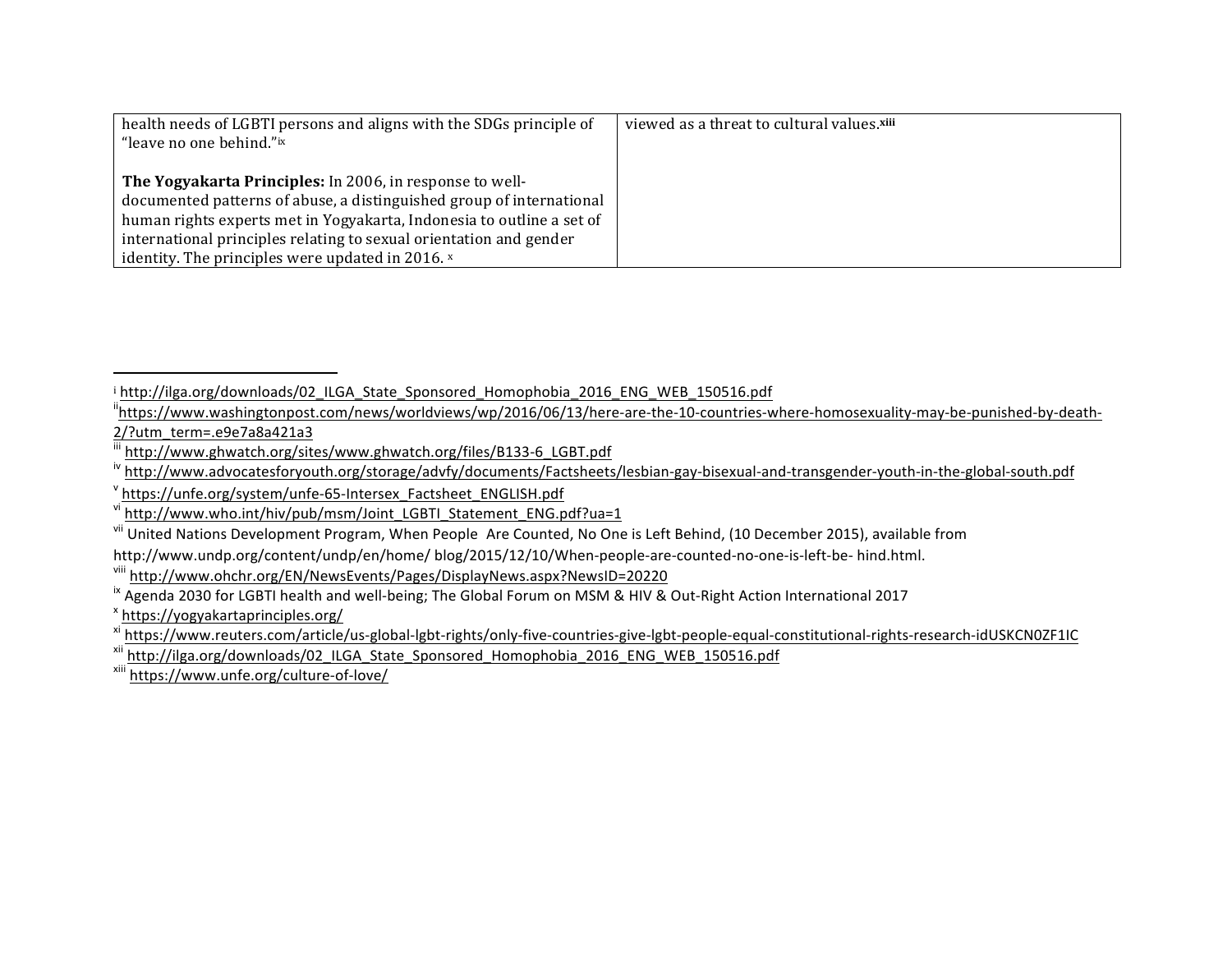| | |
|---|---|
| health needs of LGBTI persons and aligns with the SDGs principle of "leave no one behind."[ix]<br><br>**The Yogyakarta Principles:** In 2006, in response to well-documented patterns of abuse, a distinguished group of international human rights experts met in Yogyakarta, Indonesia to outline a set of international principles relating to sexual orientation and gender identity. The principles were updated in 2016. [x] | viewed as a threat to cultural values.[xiii] |

---

[i] http://ilga.org/downloads/02_ILGA_State_Sponsored_Homophobia_2016_ENG_WEB_150516.pdf

[ii] https://www.washingtonpost.com/news/worldviews/wp/2016/06/13/here-are-the-10-countries-where-homosexuality-may-be-punished-by-death-2/?utm_term=.e9e7a8a421a3

[iii] http://www.ghwatch.org/sites/www.ghwatch.org/files/B133-6_LGBT.pdf

[iv] http://www.advocatesforyouth.org/storage/advfy/documents/Factsheets/lesbian-gay-bisexual-and-transgender-youth-in-the-global-south.pdf

[v] https://unfe.org/system/unfe-65-Intersex_Factsheet_ENGLISH.pdf

[vi] http://www.who.int/hiv/pub/msm/Joint_LGBTI_Statement_ENG.pdf?ua=1

[vii] United Nations Development Program, When People Are Counted, No One is Left Behind, (10 December 2015), available from http://www.undp.org/content/undp/en/home/ blog/2015/12/10/When-people-are-counted-no-one-is-left-be- hind.html.

[viii] http://www.ohchr.org/EN/NewsEvents/Pages/DisplayNews.aspx?NewsID=20220

[ix] Agenda 2030 for LGBTI health and well-being; The Global Forum on MSM & HIV & Out-Right Action International 2017

[x] https://yogyakartaprinciples.org/

[xi] https://www.reuters.com/article/us-global-lgbt-rights/only-five-countries-give-lgbt-people-equal-constitutional-rights-research-idUSKCN0ZF1IC

[xii] http://ilga.org/downloads/02_ILGA_State_Sponsored_Homophobia_2016_ENG_WEB_150516.pdf

[xiii] https://www.unfe.org/culture-of-love/